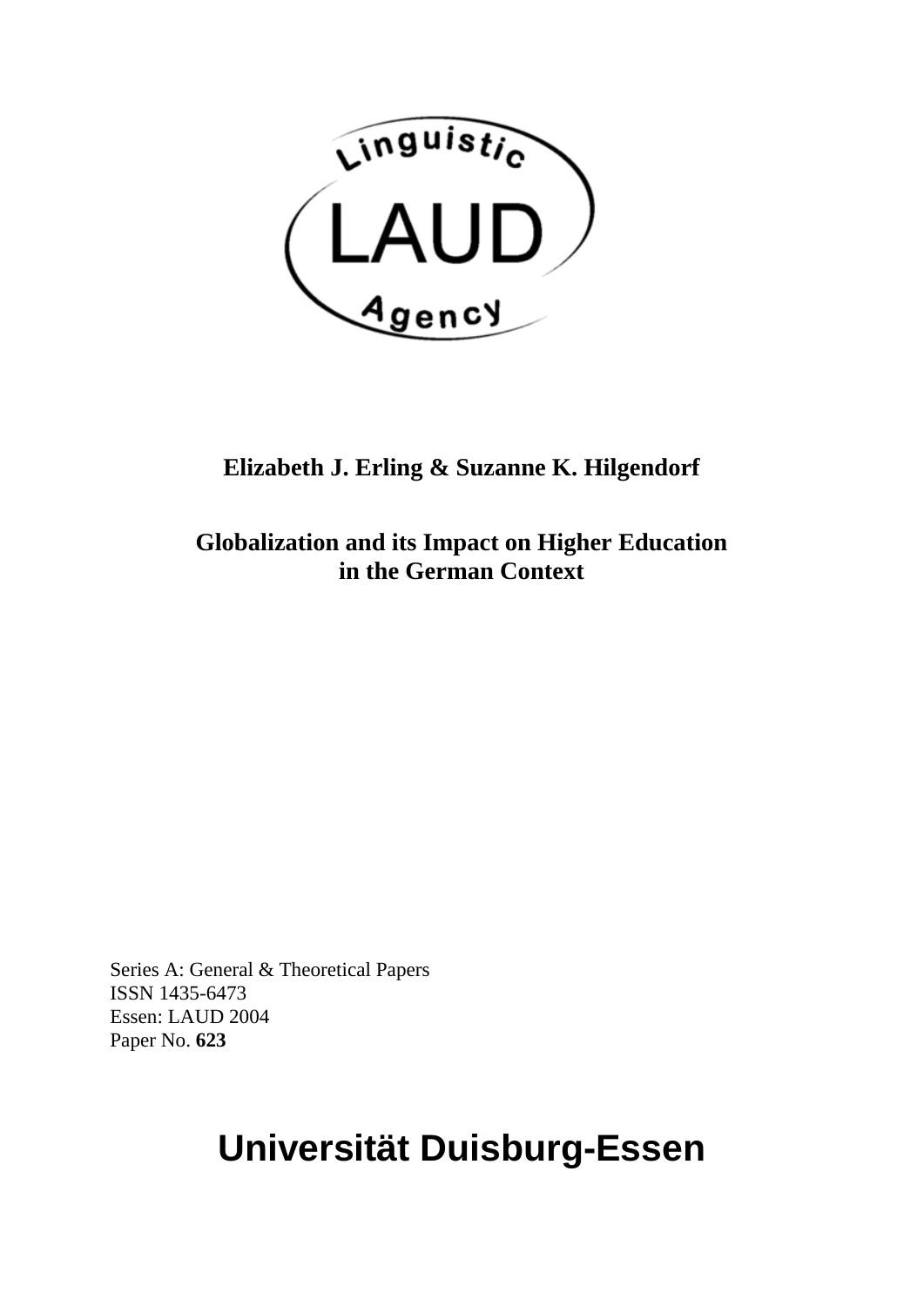Linguistic

LAUD

Agency

**Elizabeth J. Erling & Suzanne K. Hilgendorf**

# Globalization and its Impact on Higher Education in the German Context

Series A: General & Theoretical Papers
ISSN 1435-6473
Essen: LAUD 2004
Paper No. **623**

**Universität Duisburg-Essen**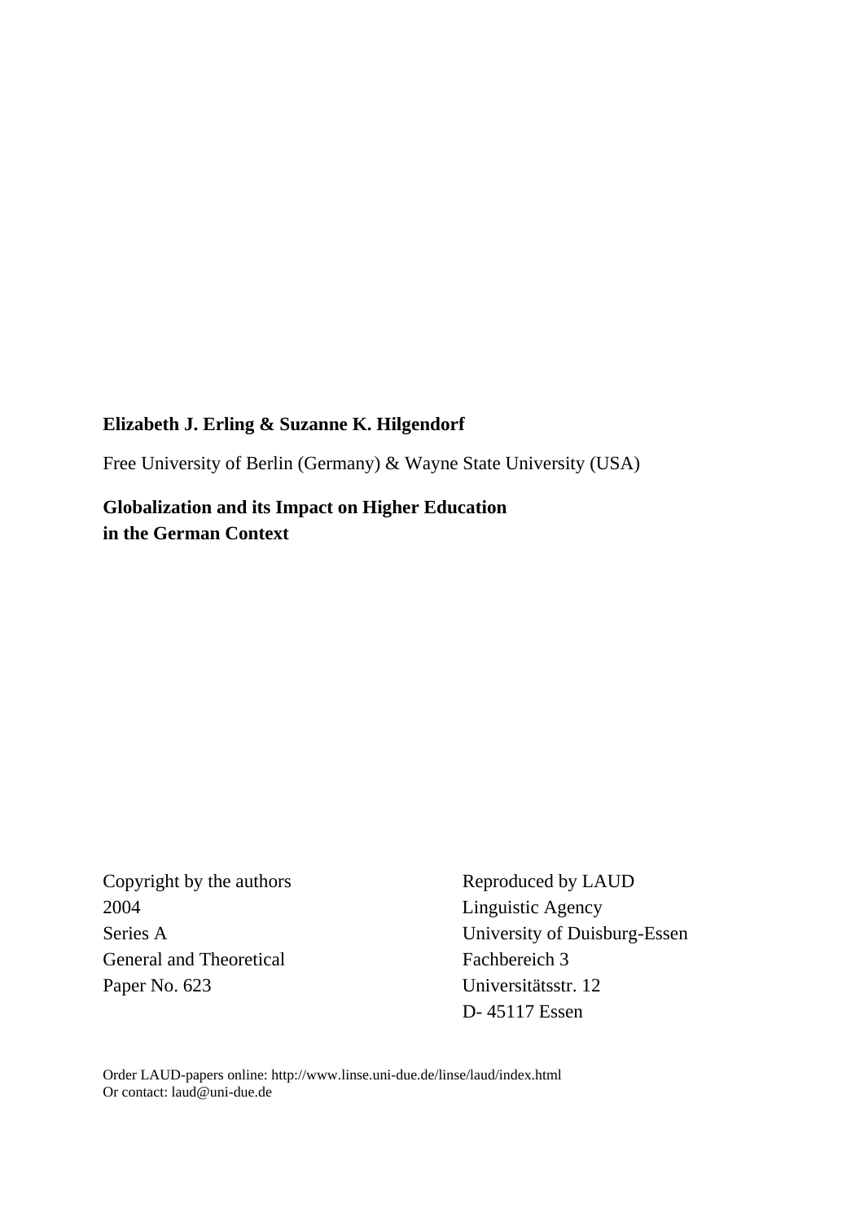**Elizabeth J. Erling & Suzanne K. Hilgendorf**

Free University of Berlin (Germany) & Wayne State University (USA)

**Globalization and its Impact on Higher Education in the German Context**

Copyright by the authors
2004
Series A
General and Theoretical
Paper No. 623

Reproduced by LAUD
Linguistic Agency
University of Duisburg-Essen
Fachbereich 3
Universitätsstr. 12
D- 45117 Essen

Order LAUD-papers online: http://www.linse.uni-due.de/linse/laud/index.html
Or contact: laud@uni-due.de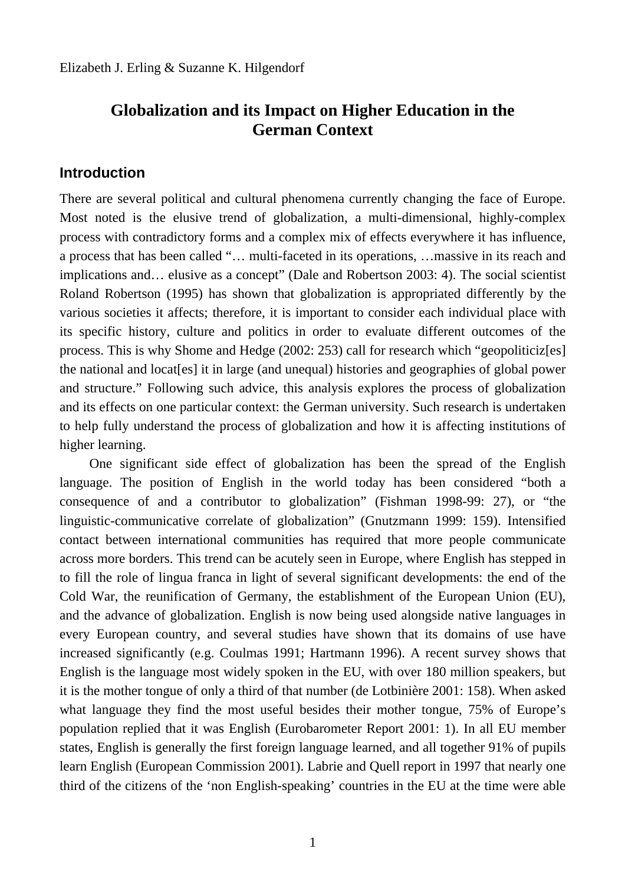Elizabeth J. Erling & Suzanne K. Hilgendorf

# Globalization and its Impact on Higher Education in the German Context

## Introduction

There are several political and cultural phenomena currently changing the face of Europe. Most noted is the elusive trend of globalization, a multi-dimensional, highly-complex process with contradictory forms and a complex mix of effects everywhere it has influence, a process that has been called "… multi-faceted in its operations, …massive in its reach and implications and… elusive as a concept" (Dale and Robertson 2003: 4). The social scientist Roland Robertson (1995) has shown that globalization is appropriated differently by the various societies it affects; therefore, it is important to consider each individual place with its specific history, culture and politics in order to evaluate different outcomes of the process. This is why Shome and Hedge (2002: 253) call for research which "geopoliticiz[es] the national and locat[es] it in large (and unequal) histories and geographies of global power and structure." Following such advice, this analysis explores the process of globalization and its effects on one particular context: the German university. Such research is undertaken to help fully understand the process of globalization and how it is affecting institutions of higher learning.

One significant side effect of globalization has been the spread of the English language. The position of English in the world today has been considered "both a consequence of and a contributor to globalization" (Fishman 1998-99: 27), or "the linguistic-communicative correlate of globalization" (Gnutzmann 1999: 159). Intensified contact between international communities has required that more people communicate across more borders. This trend can be acutely seen in Europe, where English has stepped in to fill the role of lingua franca in light of several significant developments: the end of the Cold War, the reunification of Germany, the establishment of the European Union (EU), and the advance of globalization. English is now being used alongside native languages in every European country, and several studies have shown that its domains of use have increased significantly (e.g. Coulmas 1991; Hartmann 1996). A recent survey shows that English is the language most widely spoken in the EU, with over 180 million speakers, but it is the mother tongue of only a third of that number (de Lotbinière 2001: 158). When asked what language they find the most useful besides their mother tongue, 75% of Europe's population replied that it was English (Eurobarometer Report 2001: 1). In all EU member states, English is generally the first foreign language learned, and all together 91% of pupils learn English (European Commission 2001). Labrie and Quell report in 1997 that nearly one third of the citizens of the 'non English-speaking' countries in the EU at the time were able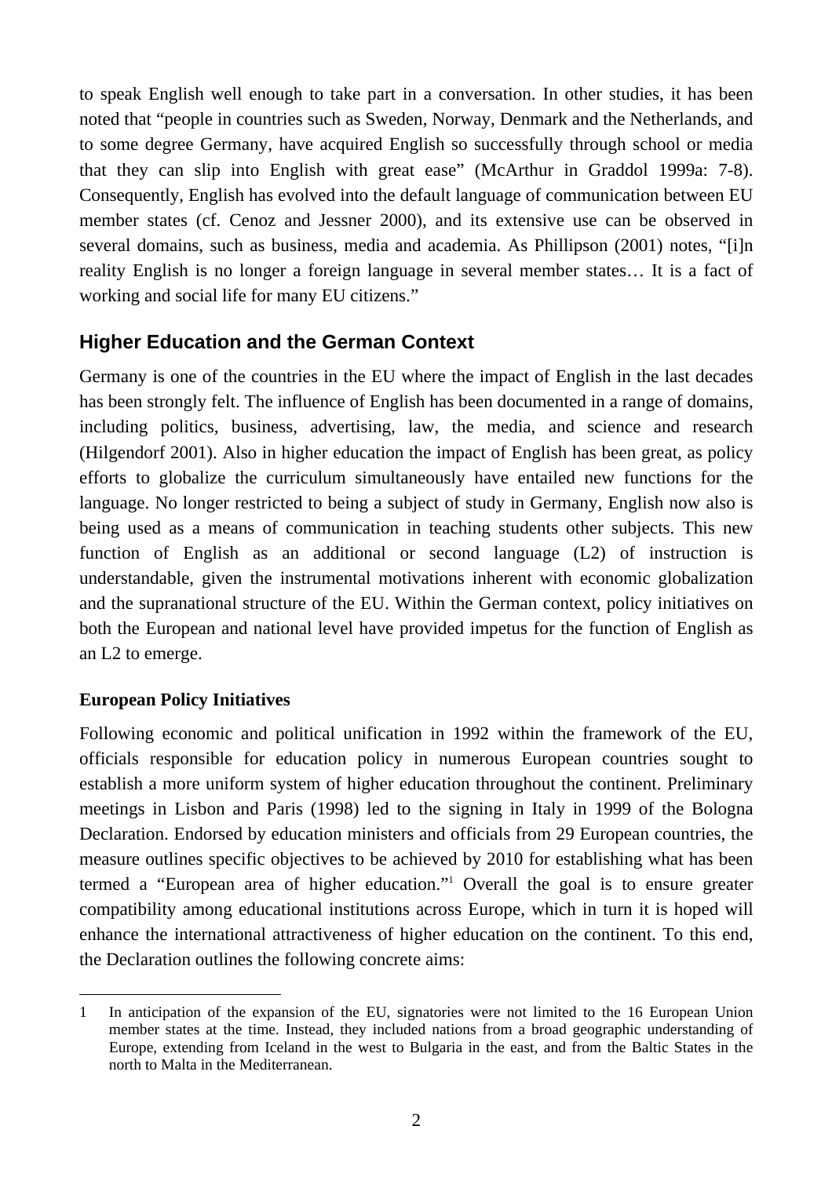to speak English well enough to take part in a conversation. In other studies, it has been noted that "people in countries such as Sweden, Norway, Denmark and the Netherlands, and to some degree Germany, have acquired English so successfully through school or media that they can slip into English with great ease" (McArthur in Graddol 1999a: 7-8). Consequently, English has evolved into the default language of communication between EU member states (cf. Cenoz and Jessner 2000), and its extensive use can be observed in several domains, such as business, media and academia. As Phillipson (2001) notes, "[i]n reality English is no longer a foreign language in several member states… It is a fact of working and social life for many EU citizens."

## Higher Education and the German Context

Germany is one of the countries in the EU where the impact of English in the last decades has been strongly felt. The influence of English has been documented in a range of domains, including politics, business, advertising, law, the media, and science and research (Hilgendorf 2001). Also in higher education the impact of English has been great, as policy efforts to globalize the curriculum simultaneously have entailed new functions for the language. No longer restricted to being a subject of study in Germany, English now also is being used as a means of communication in teaching students other subjects. This new function of English as an additional or second language (L2) of instruction is understandable, given the instrumental motivations inherent with economic globalization and the supranational structure of the EU. Within the German context, policy initiatives on both the European and national level have provided impetus for the function of English as an L2 to emerge.

### European Policy Initiatives

Following economic and political unification in 1992 within the framework of the EU, officials responsible for education policy in numerous European countries sought to establish a more uniform system of higher education throughout the continent. Preliminary meetings in Lisbon and Paris (1998) led to the signing in Italy in 1999 of the Bologna Declaration. Endorsed by education ministers and officials from 29 European countries, the measure outlines specific objectives to be achieved by 2010 for establishing what has been termed a "European area of higher education."[1] Overall the goal is to ensure greater compatibility among educational institutions across Europe, which in turn it is hoped will enhance the international attractiveness of higher education on the continent. To this end, the Declaration outlines the following concrete aims:

---

1 In anticipation of the expansion of the EU, signatories were not limited to the 16 European Union member states at the time. Instead, they included nations from a broad geographic understanding of Europe, extending from Iceland in the west to Bulgaria in the east, and from the Baltic States in the north to Malta in the Mediterranean.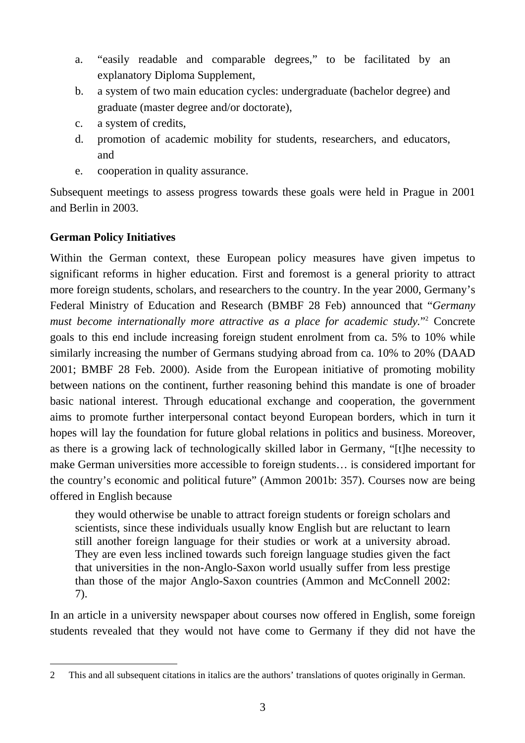a. "easily readable and comparable degrees," to be facilitated by an explanatory Diploma Supplement,
b. a system of two main education cycles: undergraduate (bachelor degree) and graduate (master degree and/or doctorate),
c. a system of credits,
d. promotion of academic mobility for students, researchers, and educators, and
e. cooperation in quality assurance.

Subsequent meetings to assess progress towards these goals were held in Prague in 2001 and Berlin in 2003.

**German Policy Initiatives**

Within the German context, these European policy measures have given impetus to significant reforms in higher education. First and foremost is a general priority to attract more foreign students, scholars, and researchers to the country. In the year 2000, Germany's Federal Ministry of Education and Research (BMBF 28 Feb) announced that "*Germany must become internationally more attractive as a place for academic study.*"[2] Concrete goals to this end include increasing foreign student enrolment from ca. 5% to 10% while similarly increasing the number of Germans studying abroad from ca. 10% to 20% (DAAD 2001; BMBF 28 Feb. 2000). Aside from the European initiative of promoting mobility between nations on the continent, further reasoning behind this mandate is one of broader basic national interest. Through educational exchange and cooperation, the government aims to promote further interpersonal contact beyond European borders, which in turn it hopes will lay the foundation for future global relations in politics and business. Moreover, as there is a growing lack of technologically skilled labor in Germany, "[t]he necessity to make German universities more accessible to foreign students… is considered important for the country's economic and political future" (Ammon 2001b: 357). Courses now are being offered in English because

> they would otherwise be unable to attract foreign students or foreign scholars and scientists, since these individuals usually know English but are reluctant to learn still another foreign language for their studies or work at a university abroad. They are even less inclined towards such foreign language studies given the fact that universities in the non-Anglo-Saxon world usually suffer from less prestige than those of the major Anglo-Saxon countries (Ammon and McConnell 2002: 7).

In an article in a university newspaper about courses now offered in English, some foreign students revealed that they would not have come to Germany if they did not have the

---

2 This and all subsequent citations in italics are the authors' translations of quotes originally in German.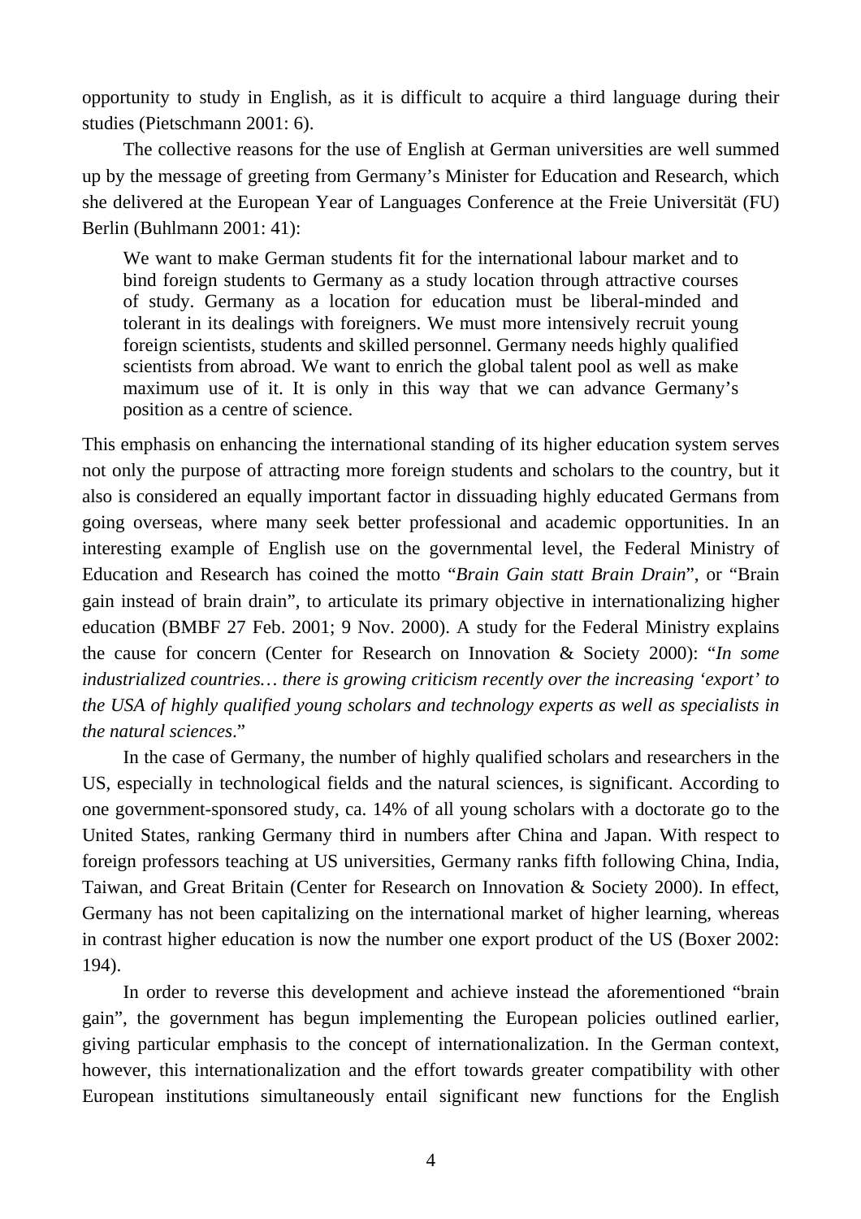opportunity to study in English, as it is difficult to acquire a third language during their studies (Pietschmann 2001: 6).

The collective reasons for the use of English at German universities are well summed up by the message of greeting from Germany's Minister for Education and Research, which she delivered at the European Year of Languages Conference at the Freie Universität (FU) Berlin (Buhlmann 2001: 41):

> We want to make German students fit for the international labour market and to bind foreign students to Germany as a study location through attractive courses of study. Germany as a location for education must be liberal-minded and tolerant in its dealings with foreigners. We must more intensively recruit young foreign scientists, students and skilled personnel. Germany needs highly qualified scientists from abroad. We want to enrich the global talent pool as well as make maximum use of it. It is only in this way that we can advance Germany's position as a centre of science.

This emphasis on enhancing the international standing of its higher education system serves not only the purpose of attracting more foreign students and scholars to the country, but it also is considered an equally important factor in dissuading highly educated Germans from going overseas, where many seek better professional and academic opportunities. In an interesting example of English use on the governmental level, the Federal Ministry of Education and Research has coined the motto "*Brain Gain statt Brain Drain*", or "Brain gain instead of brain drain", to articulate its primary objective in internationalizing higher education (BMBF 27 Feb. 2001; 9 Nov. 2000). A study for the Federal Ministry explains the cause for concern (Center for Research on Innovation & Society 2000): "*In some industrialized countries… there is growing criticism recently over the increasing 'export' to the USA of highly qualified young scholars and technology experts as well as specialists in the natural sciences*."

In the case of Germany, the number of highly qualified scholars and researchers in the US, especially in technological fields and the natural sciences, is significant. According to one government-sponsored study, ca. 14% of all young scholars with a doctorate go to the United States, ranking Germany third in numbers after China and Japan. With respect to foreign professors teaching at US universities, Germany ranks fifth following China, India, Taiwan, and Great Britain (Center for Research on Innovation & Society 2000). In effect, Germany has not been capitalizing on the international market of higher learning, whereas in contrast higher education is now the number one export product of the US (Boxer 2002: 194).

In order to reverse this development and achieve instead the aforementioned "brain gain", the government has begun implementing the European policies outlined earlier, giving particular emphasis to the concept of internationalization. In the German context, however, this internationalization and the effort towards greater compatibility with other European institutions simultaneously entail significant new functions for the English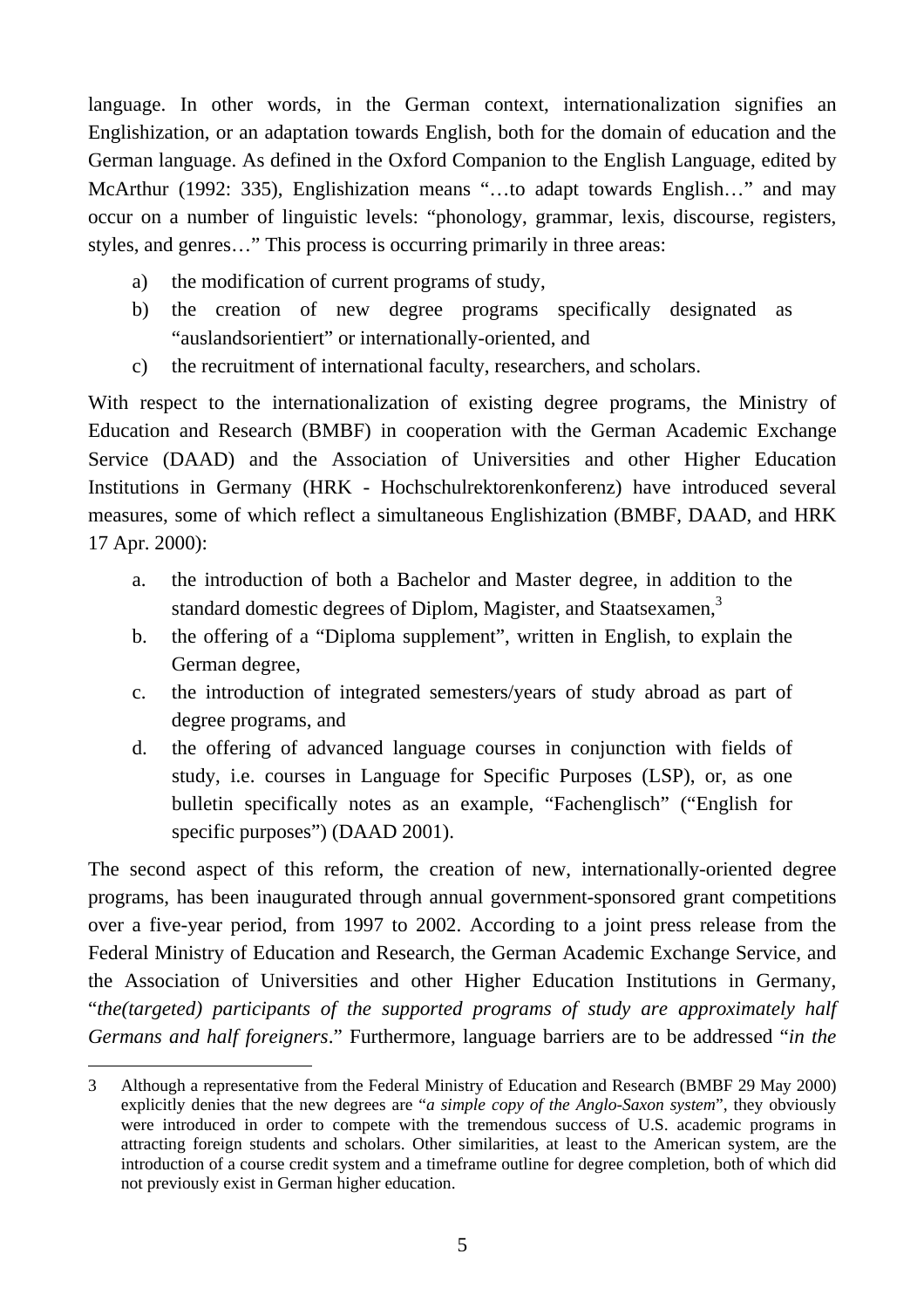language. In other words, in the German context, internationalization signifies an Englishization, or an adaptation towards English, both for the domain of education and the German language. As defined in the Oxford Companion to the English Language, edited by McArthur (1992: 335), Englishization means "…to adapt towards English…" and may occur on a number of linguistic levels: "phonology, grammar, lexis, discourse, registers, styles, and genres…" This process is occurring primarily in three areas:

a) the modification of current programs of study,
b) the creation of new degree programs specifically designated as "auslandsorientiert" or internationally-oriented, and
c) the recruitment of international faculty, researchers, and scholars.

With respect to the internationalization of existing degree programs, the Ministry of Education and Research (BMBF) in cooperation with the German Academic Exchange Service (DAAD) and the Association of Universities and other Higher Education Institutions in Germany (HRK - Hochschulrektorenkonferenz) have introduced several measures, some of which reflect a simultaneous Englishization (BMBF, DAAD, and HRK 17 Apr. 2000):

a. the introduction of both a Bachelor and Master degree, in addition to the standard domestic degrees of Diplom, Magister, and Staatsexamen,[3]
b. the offering of a "Diploma supplement", written in English, to explain the German degree,
c. the introduction of integrated semesters/years of study abroad as part of degree programs, and
d. the offering of advanced language courses in conjunction with fields of study, i.e. courses in Language for Specific Purposes (LSP), or, as one bulletin specifically notes as an example, "Fachenglisch" ("English for specific purposes") (DAAD 2001).

The second aspect of this reform, the creation of new, internationally-oriented degree programs, has been inaugurated through annual government-sponsored grant competitions over a five-year period, from 1997 to 2002. According to a joint press release from the Federal Ministry of Education and Research, the German Academic Exchange Service, and the Association of Universities and other Higher Education Institutions in Germany, "*the(targeted) participants of the supported programs of study are approximately half Germans and half foreigners*." Furthermore, language barriers are to be addressed "*in the*

---

3 Although a representative from the Federal Ministry of Education and Research (BMBF 29 May 2000) explicitly denies that the new degrees are "*a simple copy of the Anglo-Saxon system*", they obviously were introduced in order to compete with the tremendous success of U.S. academic programs in attracting foreign students and scholars. Other similarities, at least to the American system, are the introduction of a course credit system and a timeframe outline for degree completion, both of which did not previously exist in German higher education.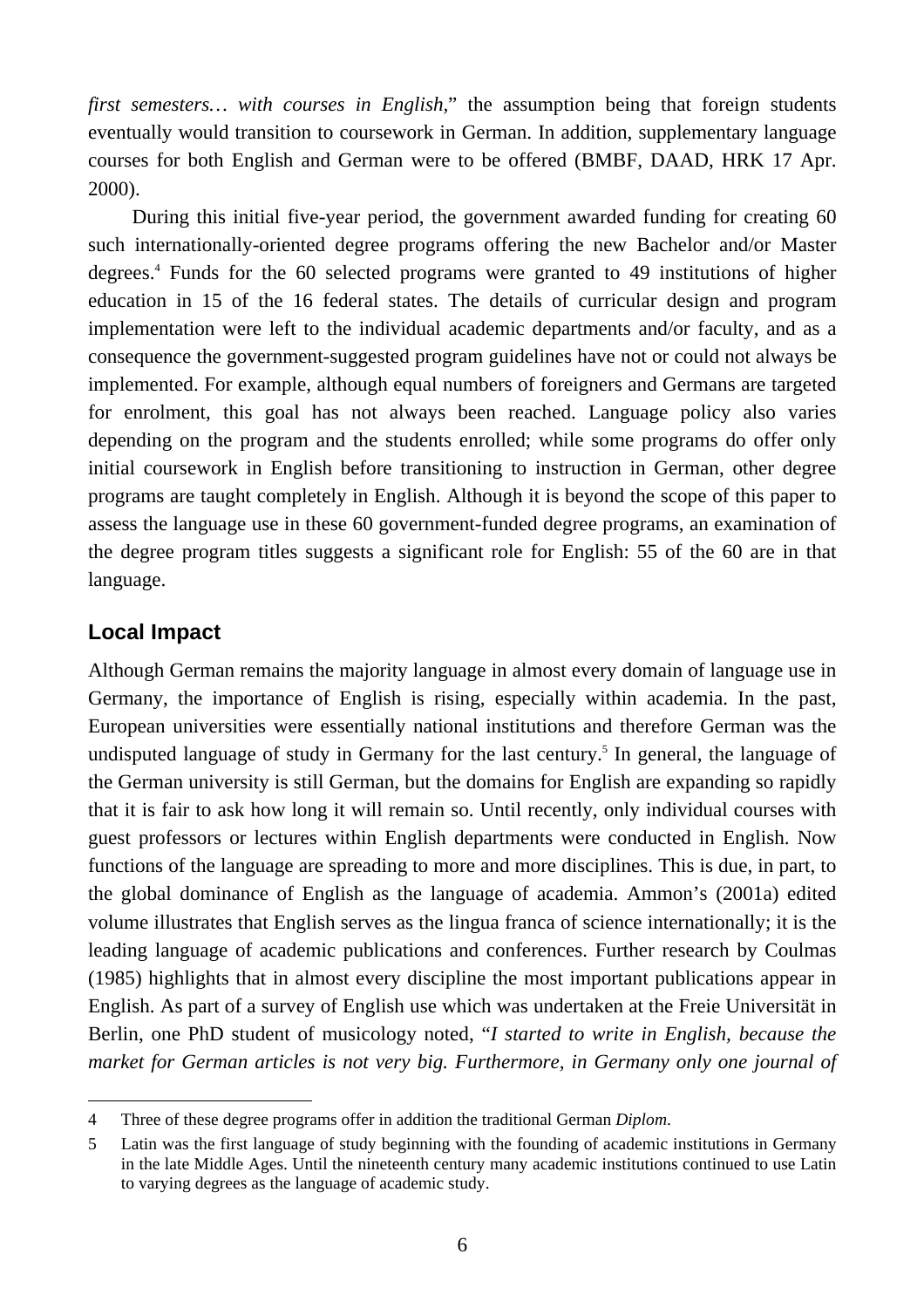*first semesters… with courses in English*," the assumption being that foreign students eventually would transition to coursework in German. In addition, supplementary language courses for both English and German were to be offered (BMBF, DAAD, HRK 17 Apr. 2000).

During this initial five-year period, the government awarded funding for creating 60 such internationally-oriented degree programs offering the new Bachelor and/or Master degrees.[4] Funds for the 60 selected programs were granted to 49 institutions of higher education in 15 of the 16 federal states. The details of curricular design and program implementation were left to the individual academic departments and/or faculty, and as a consequence the government-suggested program guidelines have not or could not always be implemented. For example, although equal numbers of foreigners and Germans are targeted for enrolment, this goal has not always been reached. Language policy also varies depending on the program and the students enrolled; while some programs do offer only initial coursework in English before transitioning to instruction in German, other degree programs are taught completely in English. Although it is beyond the scope of this paper to assess the language use in these 60 government-funded degree programs, an examination of the degree program titles suggests a significant role for English: 55 of the 60 are in that language.

## Local Impact

Although German remains the majority language in almost every domain of language use in Germany, the importance of English is rising, especially within academia. In the past, European universities were essentially national institutions and therefore German was the undisputed language of study in Germany for the last century.[5] In general, the language of the German university is still German, but the domains for English are expanding so rapidly that it is fair to ask how long it will remain so. Until recently, only individual courses with guest professors or lectures within English departments were conducted in English. Now functions of the language are spreading to more and more disciplines. This is due, in part, to the global dominance of English as the language of academia. Ammon's (2001a) edited volume illustrates that English serves as the lingua franca of science internationally; it is the leading language of academic publications and conferences. Further research by Coulmas (1985) highlights that in almost every discipline the most important publications appear in English. As part of a survey of English use which was undertaken at the Freie Universität in Berlin, one PhD student of musicology noted, "*I started to write in English, because the market for German articles is not very big. Furthermore, in Germany only one journal of*

---

4 Three of these degree programs offer in addition the traditional German *Diplom*.

5 Latin was the first language of study beginning with the founding of academic institutions in Germany in the late Middle Ages. Until the nineteenth century many academic institutions continued to use Latin to varying degrees as the language of academic study.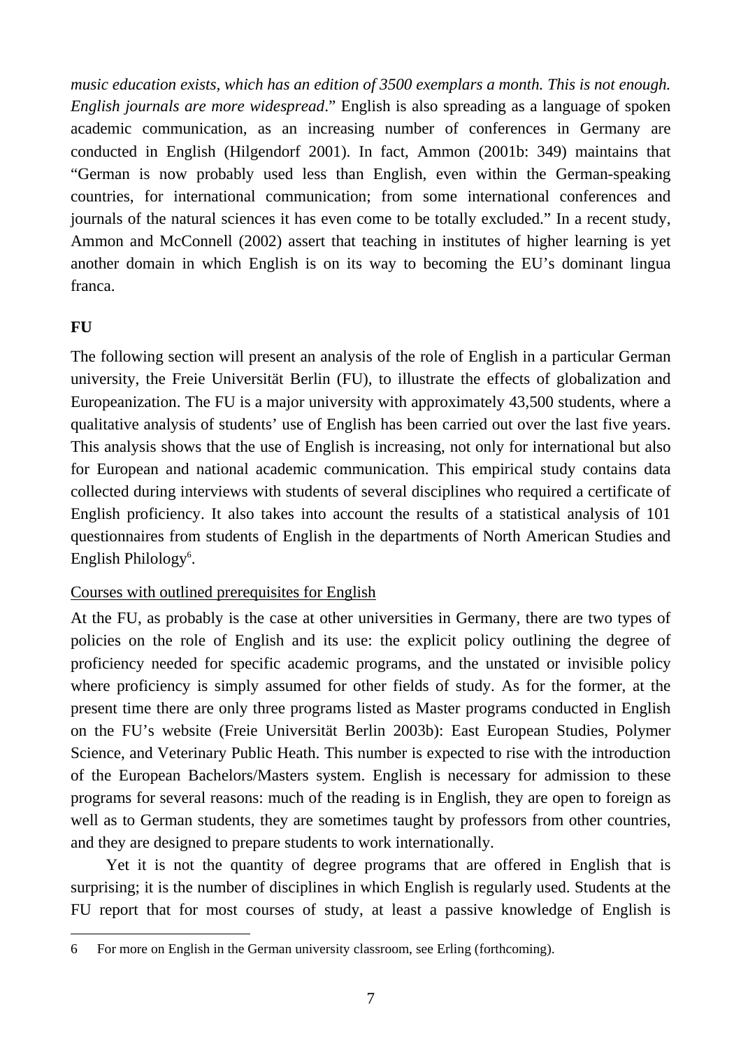*music education exists, which has an edition of 3500 exemplars a month. This is not enough. English journals are more widespread*." English is also spreading as a language of spoken academic communication, as an increasing number of conferences in Germany are conducted in English (Hilgendorf 2001). In fact, Ammon (2001b: 349) maintains that "German is now probably used less than English, even within the German-speaking countries, for international communication; from some international conferences and journals of the natural sciences it has even come to be totally excluded." In a recent study, Ammon and McConnell (2002) assert that teaching in institutes of higher learning is yet another domain in which English is on its way to becoming the EU's dominant lingua franca.

**FU**

The following section will present an analysis of the role of English in a particular German university, the Freie Universität Berlin (FU), to illustrate the effects of globalization and Europeanization. The FU is a major university with approximately 43,500 students, where a qualitative analysis of students' use of English has been carried out over the last five years. This analysis shows that the use of English is increasing, not only for international but also for European and national academic communication. This empirical study contains data collected during interviews with students of several disciplines who required a certificate of English proficiency. It also takes into account the results of a statistical analysis of 101 questionnaires from students of English in the departments of North American Studies and English Philology[6].

<u>Courses with outlined prerequisites for English</u>

At the FU, as probably is the case at other universities in Germany, there are two types of policies on the role of English and its use: the explicit policy outlining the degree of proficiency needed for specific academic programs, and the unstated or invisible policy where proficiency is simply assumed for other fields of study. As for the former, at the present time there are only three programs listed as Master programs conducted in English on the FU's website (Freie Universität Berlin 2003b): East European Studies, Polymer Science, and Veterinary Public Heath. This number is expected to rise with the introduction of the European Bachelors/Masters system. English is necessary for admission to these programs for several reasons: much of the reading is in English, they are open to foreign as well as to German students, they are sometimes taught by professors from other countries, and they are designed to prepare students to work internationally.

Yet it is not the quantity of degree programs that are offered in English that is surprising; it is the number of disciplines in which English is regularly used. Students at the FU report that for most courses of study, at least a passive knowledge of English is

6 For more on English in the German university classroom, see Erling (forthcoming).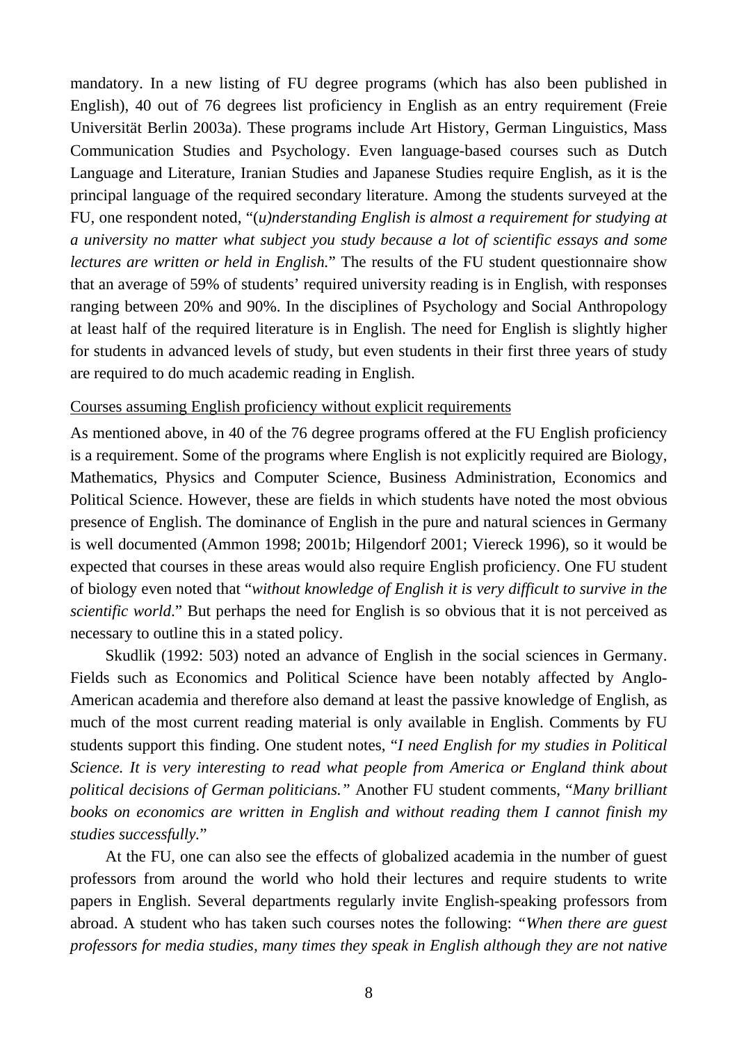mandatory. In a new listing of FU degree programs (which has also been published in English), 40 out of 76 degrees list proficiency in English as an entry requirement (Freie Universität Berlin 2003a). These programs include Art History, German Linguistics, Mass Communication Studies and Psychology. Even language-based courses such as Dutch Language and Literature, Iranian Studies and Japanese Studies require English, as it is the principal language of the required secondary literature. Among the students surveyed at the FU, one respondent noted, "(*u)nderstanding English is almost a requirement for studying at a university no matter what subject you study because a lot of scientific essays and some lectures are written or held in English.*" The results of the FU student questionnaire show that an average of 59% of students' required university reading is in English, with responses ranging between 20% and 90%. In the disciplines of Psychology and Social Anthropology at least half of the required literature is in English. The need for English is slightly higher for students in advanced levels of study, but even students in their first three years of study are required to do much academic reading in English.

<u>Courses assuming English proficiency without explicit requirements</u>

As mentioned above, in 40 of the 76 degree programs offered at the FU English proficiency is a requirement. Some of the programs where English is not explicitly required are Biology, Mathematics, Physics and Computer Science, Business Administration, Economics and Political Science. However, these are fields in which students have noted the most obvious presence of English. The dominance of English in the pure and natural sciences in Germany is well documented (Ammon 1998; 2001b; Hilgendorf 2001; Viereck 1996), so it would be expected that courses in these areas would also require English proficiency. One FU student of biology even noted that "*without knowledge of English it is very difficult to survive in the scientific world.*" But perhaps the need for English is so obvious that it is not perceived as necessary to outline this in a stated policy.

Skudlik (1992: 503) noted an advance of English in the social sciences in Germany. Fields such as Economics and Political Science have been notably affected by Anglo-American academia and therefore also demand at least the passive knowledge of English, as much of the most current reading material is only available in English. Comments by FU students support this finding. One student notes, "*I need English for my studies in Political Science. It is very interesting to read what people from America or England think about political decisions of German politicians.*" Another FU student comments, "*Many brilliant books on economics are written in English and without reading them I cannot finish my studies successfully.*"

At the FU, one can also see the effects of globalized academia in the number of guest professors from around the world who hold their lectures and require students to write papers in English. Several departments regularly invite English-speaking professors from abroad. A student who has taken such courses notes the following: "*When there are guest professors for media studies, many times they speak in English although they are not native*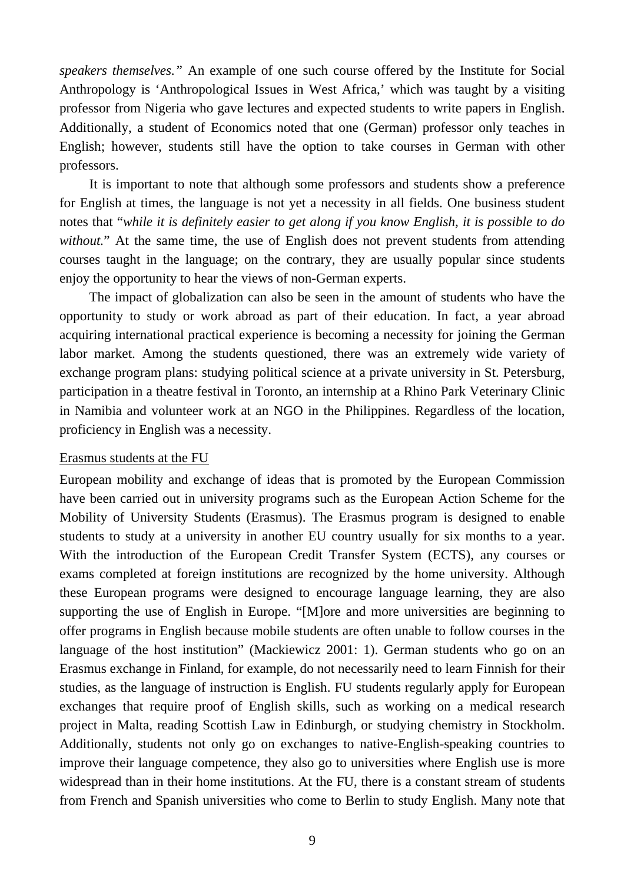*speakers themselves."* An example of one such course offered by the Institute for Social Anthropology is 'Anthropological Issues in West Africa,' which was taught by a visiting professor from Nigeria who gave lectures and expected students to write papers in English. Additionally, a student of Economics noted that one (German) professor only teaches in English; however, students still have the option to take courses in German with other professors.

It is important to note that although some professors and students show a preference for English at times, the language is not yet a necessity in all fields. One business student notes that "*while it is definitely easier to get along if you know English, it is possible to do without.*" At the same time, the use of English does not prevent students from attending courses taught in the language; on the contrary, they are usually popular since students enjoy the opportunity to hear the views of non-German experts.

The impact of globalization can also be seen in the amount of students who have the opportunity to study or work abroad as part of their education. In fact, a year abroad acquiring international practical experience is becoming a necessity for joining the German labor market. Among the students questioned, there was an extremely wide variety of exchange program plans: studying political science at a private university in St. Petersburg, participation in a theatre festival in Toronto, an internship at a Rhino Park Veterinary Clinic in Namibia and volunteer work at an NGO in the Philippines. Regardless of the location, proficiency in English was a necessity.

<u>Erasmus students at the FU</u>

European mobility and exchange of ideas that is promoted by the European Commission have been carried out in university programs such as the European Action Scheme for the Mobility of University Students (Erasmus). The Erasmus program is designed to enable students to study at a university in another EU country usually for six months to a year. With the introduction of the European Credit Transfer System (ECTS), any courses or exams completed at foreign institutions are recognized by the home university. Although these European programs were designed to encourage language learning, they are also supporting the use of English in Europe. "[M]ore and more universities are beginning to offer programs in English because mobile students are often unable to follow courses in the language of the host institution" (Mackiewicz 2001: 1). German students who go on an Erasmus exchange in Finland, for example, do not necessarily need to learn Finnish for their studies, as the language of instruction is English. FU students regularly apply for European exchanges that require proof of English skills, such as working on a medical research project in Malta, reading Scottish Law in Edinburgh, or studying chemistry in Stockholm. Additionally, students not only go on exchanges to native-English-speaking countries to improve their language competence, they also go to universities where English use is more widespread than in their home institutions. At the FU, there is a constant stream of students from French and Spanish universities who come to Berlin to study English. Many note that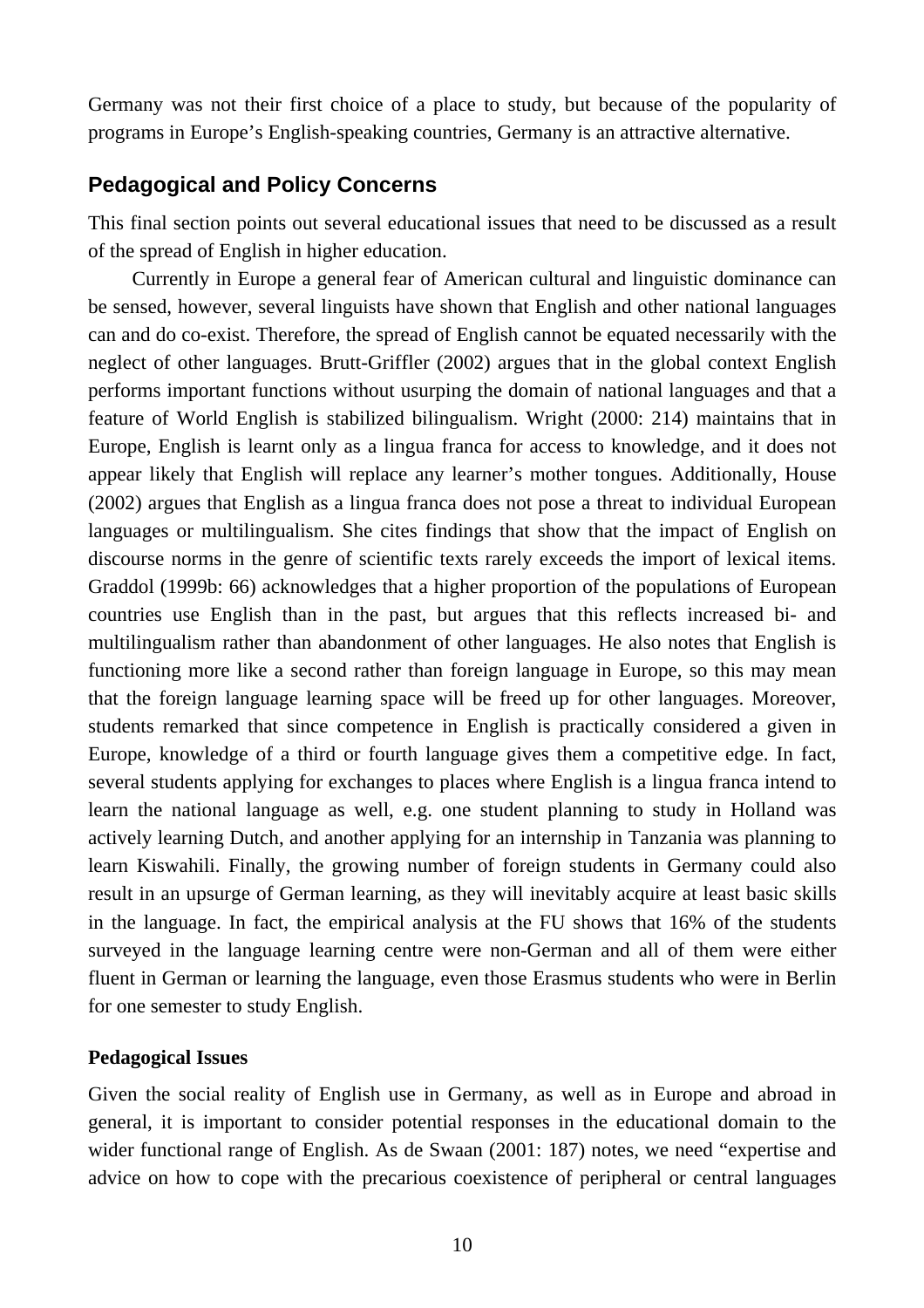Germany was not their first choice of a place to study, but because of the popularity of programs in Europe's English-speaking countries, Germany is an attractive alternative.

## Pedagogical and Policy Concerns

This final section points out several educational issues that need to be discussed as a result of the spread of English in higher education.

Currently in Europe a general fear of American cultural and linguistic dominance can be sensed, however, several linguists have shown that English and other national languages can and do co-exist. Therefore, the spread of English cannot be equated necessarily with the neglect of other languages. Brutt-Griffler (2002) argues that in the global context English performs important functions without usurping the domain of national languages and that a feature of World English is stabilized bilingualism. Wright (2000: 214) maintains that in Europe, English is learnt only as a lingua franca for access to knowledge, and it does not appear likely that English will replace any learner's mother tongues. Additionally, House (2002) argues that English as a lingua franca does not pose a threat to individual European languages or multilingualism. She cites findings that show that the impact of English on discourse norms in the genre of scientific texts rarely exceeds the import of lexical items. Graddol (1999b: 66) acknowledges that a higher proportion of the populations of European countries use English than in the past, but argues that this reflects increased bi- and multilingualism rather than abandonment of other languages. He also notes that English is functioning more like a second rather than foreign language in Europe, so this may mean that the foreign language learning space will be freed up for other languages. Moreover, students remarked that since competence in English is practically considered a given in Europe, knowledge of a third or fourth language gives them a competitive edge. In fact, several students applying for exchanges to places where English is a lingua franca intend to learn the national language as well, e.g. one student planning to study in Holland was actively learning Dutch, and another applying for an internship in Tanzania was planning to learn Kiswahili. Finally, the growing number of foreign students in Germany could also result in an upsurge of German learning, as they will inevitably acquire at least basic skills in the language. In fact, the empirical analysis at the FU shows that 16% of the students surveyed in the language learning centre were non-German and all of them were either fluent in German or learning the language, even those Erasmus students who were in Berlin for one semester to study English.

### Pedagogical Issues

Given the social reality of English use in Germany, as well as in Europe and abroad in general, it is important to consider potential responses in the educational domain to the wider functional range of English. As de Swaan (2001: 187) notes, we need "expertise and advice on how to cope with the precarious coexistence of peripheral or central languages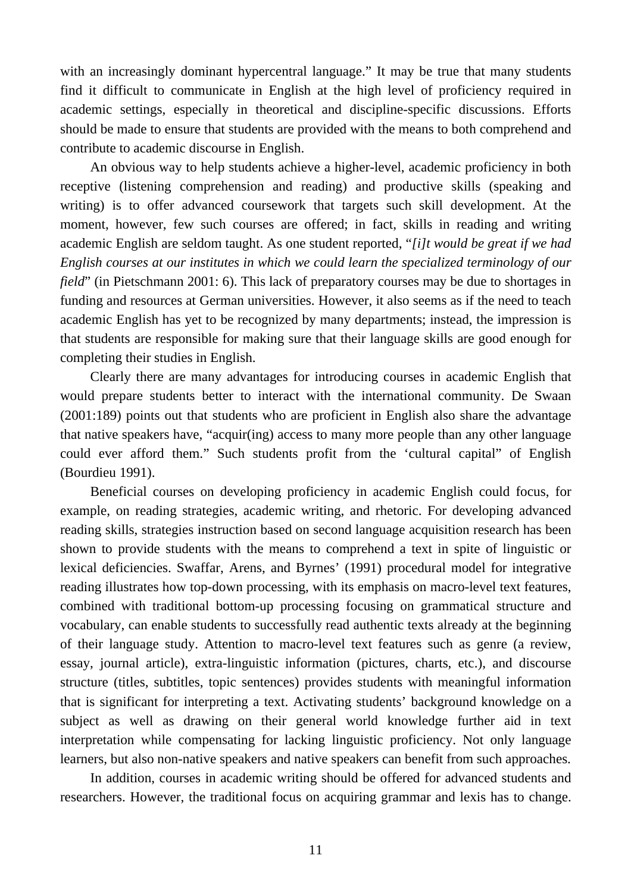with an increasingly dominant hypercentral language." It may be true that many students find it difficult to communicate in English at the high level of proficiency required in academic settings, especially in theoretical and discipline-specific discussions. Efforts should be made to ensure that students are provided with the means to both comprehend and contribute to academic discourse in English.

An obvious way to help students achieve a higher-level, academic proficiency in both receptive (listening comprehension and reading) and productive skills (speaking and writing) is to offer advanced coursework that targets such skill development. At the moment, however, few such courses are offered; in fact, skills in reading and writing academic English are seldom taught. As one student reported, "*[i]t would be great if we had English courses at our institutes in which we could learn the specialized terminology of our field*" (in Pietschmann 2001: 6). This lack of preparatory courses may be due to shortages in funding and resources at German universities. However, it also seems as if the need to teach academic English has yet to be recognized by many departments; instead, the impression is that students are responsible for making sure that their language skills are good enough for completing their studies in English.

Clearly there are many advantages for introducing courses in academic English that would prepare students better to interact with the international community. De Swaan (2001:189) points out that students who are proficient in English also share the advantage that native speakers have, "acquir(ing) access to many more people than any other language could ever afford them." Such students profit from the 'cultural capital" of English (Bourdieu 1991).

Beneficial courses on developing proficiency in academic English could focus, for example, on reading strategies, academic writing, and rhetoric. For developing advanced reading skills, strategies instruction based on second language acquisition research has been shown to provide students with the means to comprehend a text in spite of linguistic or lexical deficiencies. Swaffar, Arens, and Byrnes' (1991) procedural model for integrative reading illustrates how top-down processing, with its emphasis on macro-level text features, combined with traditional bottom-up processing focusing on grammatical structure and vocabulary, can enable students to successfully read authentic texts already at the beginning of their language study. Attention to macro-level text features such as genre (a review, essay, journal article), extra-linguistic information (pictures, charts, etc.), and discourse structure (titles, subtitles, topic sentences) provides students with meaningful information that is significant for interpreting a text. Activating students' background knowledge on a subject as well as drawing on their general world knowledge further aid in text interpretation while compensating for lacking linguistic proficiency. Not only language learners, but also non-native speakers and native speakers can benefit from such approaches.

In addition, courses in academic writing should be offered for advanced students and researchers. However, the traditional focus on acquiring grammar and lexis has to change.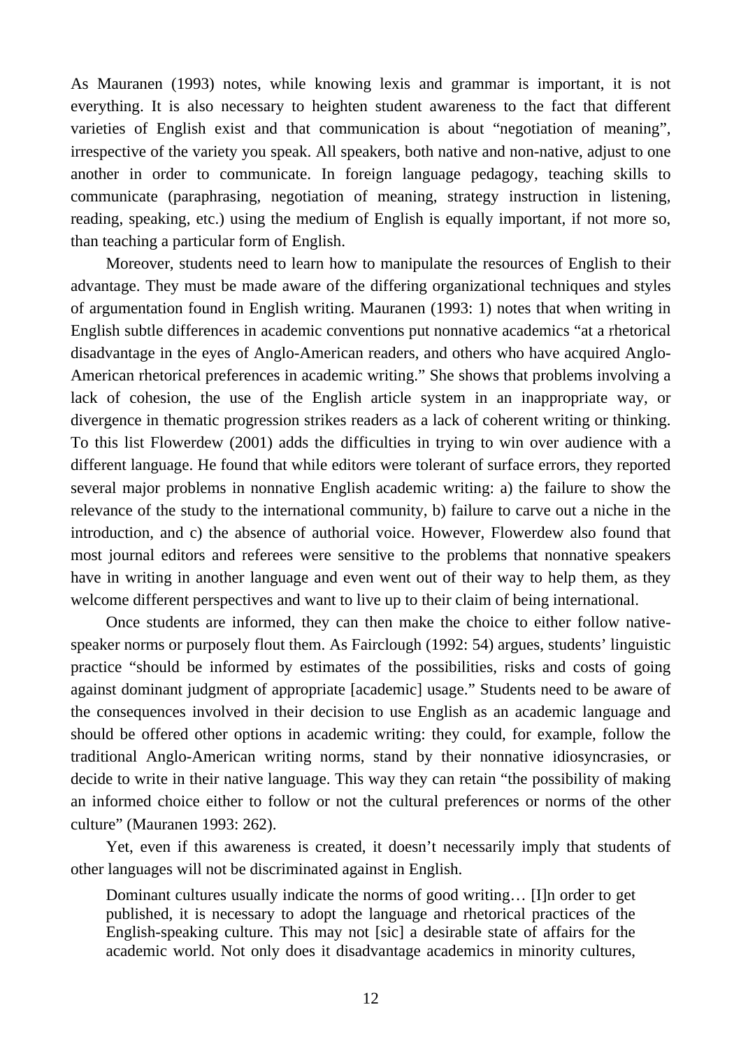As Mauranen (1993) notes, while knowing lexis and grammar is important, it is not everything. It is also necessary to heighten student awareness to the fact that different varieties of English exist and that communication is about "negotiation of meaning", irrespective of the variety you speak. All speakers, both native and non-native, adjust to one another in order to communicate. In foreign language pedagogy, teaching skills to communicate (paraphrasing, negotiation of meaning, strategy instruction in listening, reading, speaking, etc.) using the medium of English is equally important, if not more so, than teaching a particular form of English.

Moreover, students need to learn how to manipulate the resources of English to their advantage. They must be made aware of the differing organizational techniques and styles of argumentation found in English writing. Mauranen (1993: 1) notes that when writing in English subtle differences in academic conventions put nonnative academics "at a rhetorical disadvantage in the eyes of Anglo-American readers, and others who have acquired Anglo-American rhetorical preferences in academic writing." She shows that problems involving a lack of cohesion, the use of the English article system in an inappropriate way, or divergence in thematic progression strikes readers as a lack of coherent writing or thinking. To this list Flowerdew (2001) adds the difficulties in trying to win over audience with a different language. He found that while editors were tolerant of surface errors, they reported several major problems in nonnative English academic writing: a) the failure to show the relevance of the study to the international community, b) failure to carve out a niche in the introduction, and c) the absence of authorial voice. However, Flowerdew also found that most journal editors and referees were sensitive to the problems that nonnative speakers have in writing in another language and even went out of their way to help them, as they welcome different perspectives and want to live up to their claim of being international.

Once students are informed, they can then make the choice to either follow native-speaker norms or purposely flout them. As Fairclough (1992: 54) argues, students' linguistic practice "should be informed by estimates of the possibilities, risks and costs of going against dominant judgment of appropriate [academic] usage." Students need to be aware of the consequences involved in their decision to use English as an academic language and should be offered other options in academic writing: they could, for example, follow the traditional Anglo-American writing norms, stand by their nonnative idiosyncrasies, or decide to write in their native language. This way they can retain "the possibility of making an informed choice either to follow or not the cultural preferences or norms of the other culture" (Mauranen 1993: 262).

Yet, even if this awareness is created, it doesn't necessarily imply that students of other languages will not be discriminated against in English.

> Dominant cultures usually indicate the norms of good writing… [I]n order to get published, it is necessary to adopt the language and rhetorical practices of the English-speaking culture. This may not [sic] a desirable state of affairs for the academic world. Not only does it disadvantage academics in minority cultures,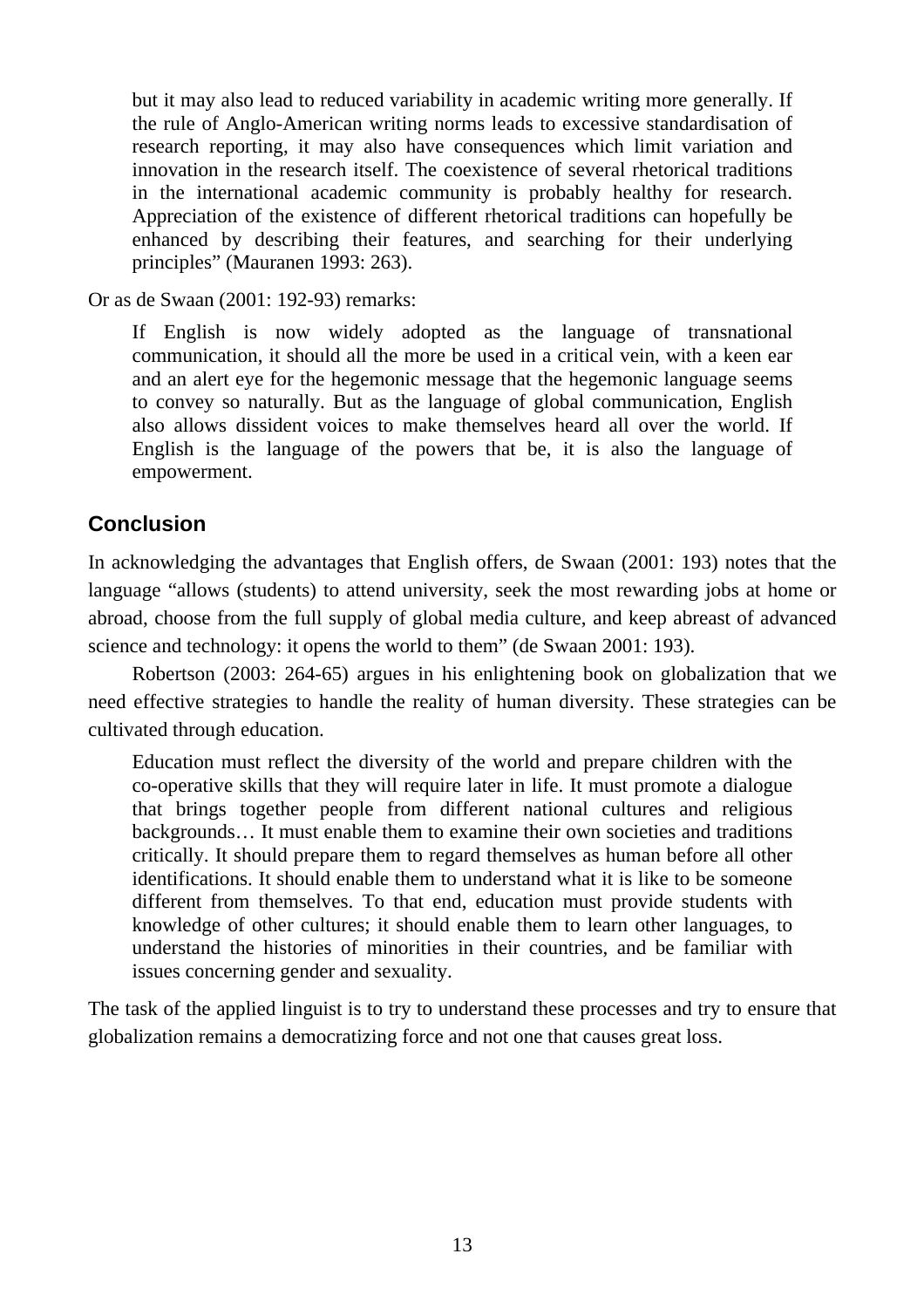> but it may also lead to reduced variability in academic writing more generally. If the rule of Anglo-American writing norms leads to excessive standardisation of research reporting, it may also have consequences which limit variation and innovation in the research itself. The coexistence of several rhetorical traditions in the international academic community is probably healthy for research. Appreciation of the existence of different rhetorical traditions can hopefully be enhanced by describing their features, and searching for their underlying principles" (Mauranen 1993: 263).

Or as de Swaan (2001: 192-93) remarks:

> If English is now widely adopted as the language of transnational communication, it should all the more be used in a critical vein, with a keen ear and an alert eye for the hegemonic message that the hegemonic language seems to convey so naturally. But as the language of global communication, English also allows dissident voices to make themselves heard all over the world. If English is the language of the powers that be, it is also the language of empowerment.

## Conclusion

In acknowledging the advantages that English offers, de Swaan (2001: 193) notes that the language "allows (students) to attend university, seek the most rewarding jobs at home or abroad, choose from the full supply of global media culture, and keep abreast of advanced science and technology: it opens the world to them" (de Swaan 2001: 193).

Robertson (2003: 264-65) argues in his enlightening book on globalization that we need effective strategies to handle the reality of human diversity. These strategies can be cultivated through education.

> Education must reflect the diversity of the world and prepare children with the co-operative skills that they will require later in life. It must promote a dialogue that brings together people from different national cultures and religious backgrounds… It must enable them to examine their own societies and traditions critically. It should prepare them to regard themselves as human before all other identifications. It should enable them to understand what it is like to be someone different from themselves. To that end, education must provide students with knowledge of other cultures; it should enable them to learn other languages, to understand the histories of minorities in their countries, and be familiar with issues concerning gender and sexuality.

The task of the applied linguist is to try to understand these processes and try to ensure that globalization remains a democratizing force and not one that causes great loss.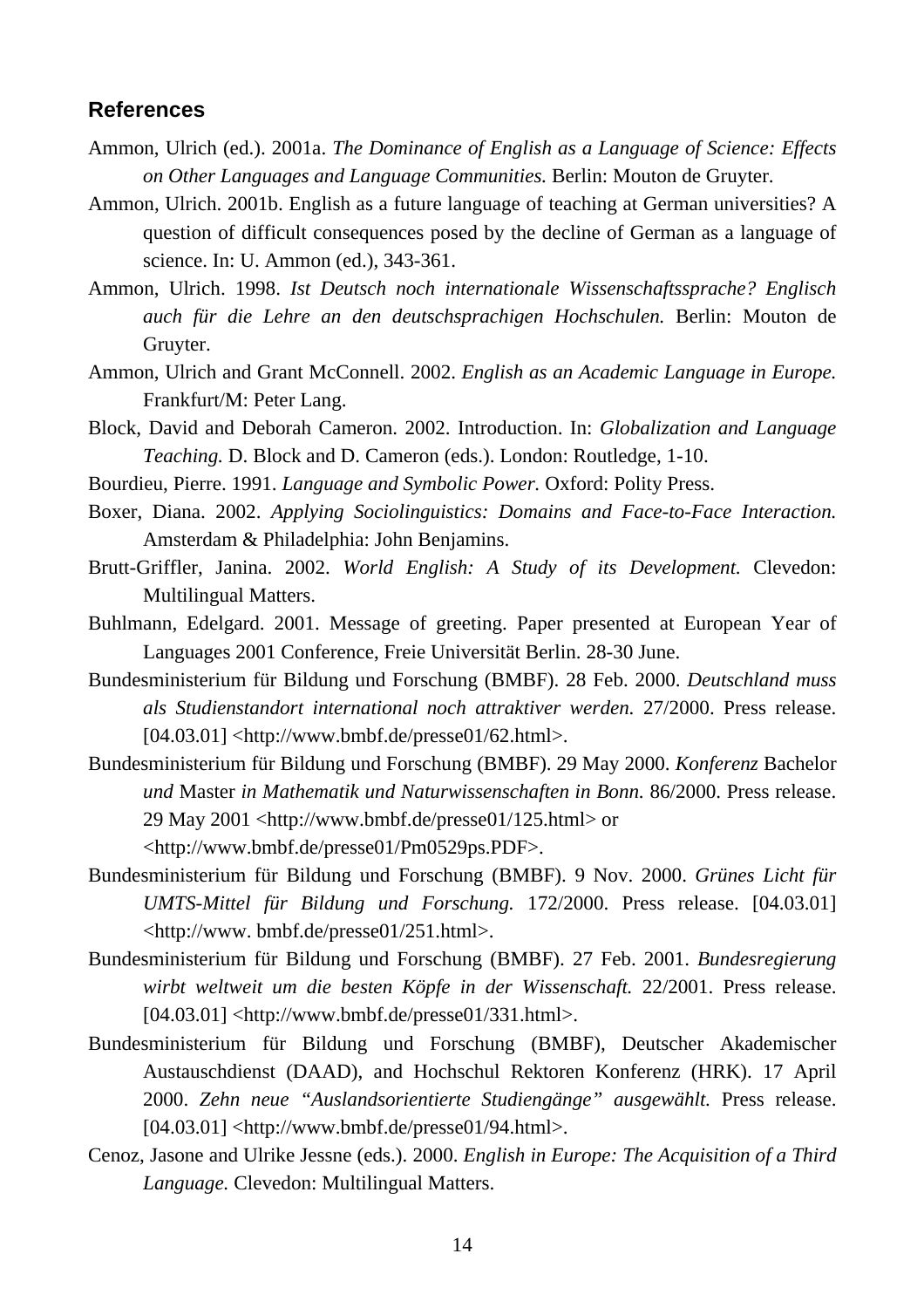## References

Ammon, Ulrich (ed.). 2001a. *The Dominance of English as a Language of Science: Effects on Other Languages and Language Communities.* Berlin: Mouton de Gruyter.

Ammon, Ulrich. 2001b. English as a future language of teaching at German universities? A question of difficult consequences posed by the decline of German as a language of science. In: U. Ammon (ed.), 343-361.

Ammon, Ulrich. 1998. *Ist Deutsch noch internationale Wissenschaftssprache? Englisch auch für die Lehre an den deutschsprachigen Hochschulen.* Berlin: Mouton de Gruyter.

Ammon, Ulrich and Grant McConnell. 2002. *English as an Academic Language in Europe.* Frankfurt/M: Peter Lang.

Block, David and Deborah Cameron. 2002. Introduction. In: *Globalization and Language Teaching.* D. Block and D. Cameron (eds.). London: Routledge, 1-10.

Bourdieu, Pierre. 1991. *Language and Symbolic Power.* Oxford: Polity Press.

Boxer, Diana. 2002. *Applying Sociolinguistics: Domains and Face-to-Face Interaction.* Amsterdam & Philadelphia: John Benjamins.

Brutt-Griffler, Janina. 2002. *World English: A Study of its Development.* Clevedon: Multilingual Matters.

Buhlmann, Edelgard. 2001. Message of greeting. Paper presented at European Year of Languages 2001 Conference, Freie Universität Berlin. 28-30 June.

Bundesministerium für Bildung und Forschung (BMBF). 28 Feb. 2000. *Deutschland muss als Studienstandort international noch attraktiver werden.* 27/2000. Press release. [04.03.01] <http://www.bmbf.de/presse01/62.html>.

Bundesministerium für Bildung und Forschung (BMBF). 29 May 2000. *Konferenz* Bachelor *und* Master *in Mathematik und Naturwissenschaften in Bonn.* 86/2000. Press release. 29 May 2001 <http://www.bmbf.de/presse01/125.html> or <http://www.bmbf.de/presse01/Pm0529ps.PDF>.

Bundesministerium für Bildung und Forschung (BMBF). 9 Nov. 2000. *Grünes Licht für UMTS-Mittel für Bildung und Forschung.* 172/2000. Press release. [04.03.01] <http://www. bmbf.de/presse01/251.html>.

Bundesministerium für Bildung und Forschung (BMBF). 27 Feb. 2001. *Bundesregierung wirbt weltweit um die besten Köpfe in der Wissenschaft.* 22/2001. Press release. [04.03.01] <http://www.bmbf.de/presse01/331.html>.

Bundesministerium für Bildung und Forschung (BMBF), Deutscher Akademischer Austauschdienst (DAAD), and Hochschul Rektoren Konferenz (HRK). 17 April 2000. *Zehn neue "Auslandsorientierte Studiengänge" ausgewählt.* Press release. [04.03.01] <http://www.bmbf.de/presse01/94.html>.

Cenoz, Jasone and Ulrike Jessne (eds.). 2000. *English in Europe: The Acquisition of a Third Language.* Clevedon: Multilingual Matters.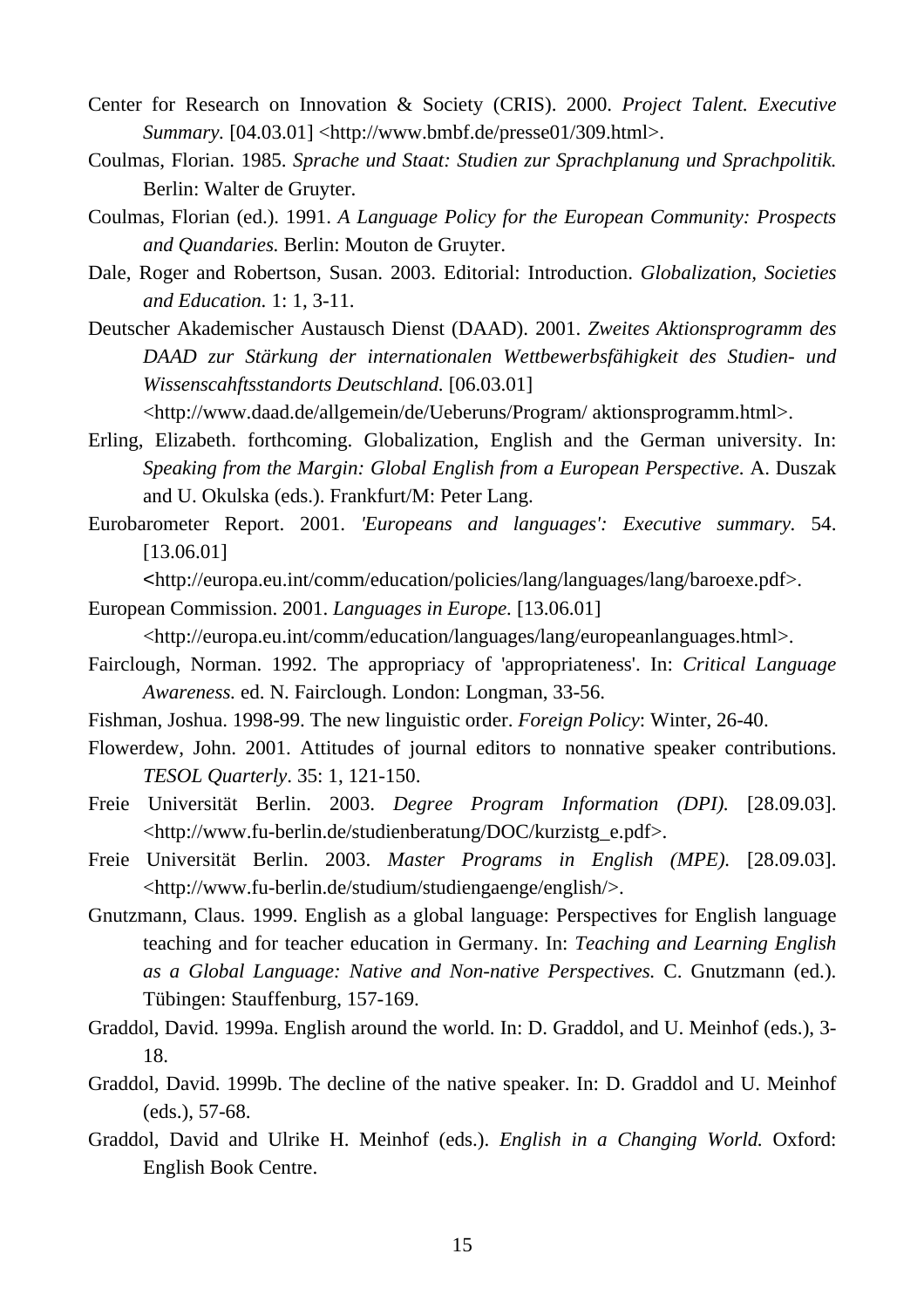Center for Research on Innovation & Society (CRIS). 2000. *Project Talent. Executive Summary.* [04.03.01] <http://www.bmbf.de/presse01/309.html>.

Coulmas, Florian. 1985. *Sprache und Staat: Studien zur Sprachplanung und Sprachpolitik.* Berlin: Walter de Gruyter.

Coulmas, Florian (ed.). 1991. *A Language Policy for the European Community: Prospects and Quandaries.* Berlin: Mouton de Gruyter.

Dale, Roger and Robertson, Susan. 2003. Editorial: Introduction. *Globalization, Societies and Education.* 1: 1, 3-11.

Deutscher Akademischer Austausch Dienst (DAAD). 2001. *Zweites Aktionsprogramm des DAAD zur Stärkung der internationalen Wettbewerbsfähigkeit des Studien- und Wissenscahftsstandorts Deutschland.* [06.03.01] <http://www.daad.de/allgemein/de/Ueberuns/Program/ aktionsprogramm.html>.

Erling, Elizabeth. forthcoming. Globalization, English and the German university. In: *Speaking from the Margin: Global English from a European Perspective.* A. Duszak and U. Okulska (eds.). Frankfurt/M: Peter Lang.

Eurobarometer Report. 2001. *'Europeans and languages': Executive summary.* 54. [13.06.01] **<**http://europa.eu.int/comm/education/policies/lang/languages/lang/baroexe.pdf>.

European Commission. 2001. *Languages in Europe*. [13.06.01] <http://europa.eu.int/comm/education/languages/lang/europeanlanguages.html>.

Fairclough, Norman. 1992. The appropriacy of 'appropriateness'. In: *Critical Language Awareness.* ed. N. Fairclough. London: Longman, 33-56.

Fishman, Joshua. 1998-99. The new linguistic order. *Foreign Policy*: Winter, 26-40.

Flowerdew, John. 2001. Attitudes of journal editors to nonnative speaker contributions. *TESOL Quarterly*. 35: 1, 121-150.

Freie Universität Berlin. 2003. *Degree Program Information (DPI).* [28.09.03]. <http://www.fu-berlin.de/studienberatung/DOC/kurzistg_e.pdf>.

Freie Universität Berlin. 2003. *Master Programs in English (MPE).* [28.09.03]. <http://www.fu-berlin.de/studium/studiengaenge/english/>.

Gnutzmann, Claus. 1999. English as a global language: Perspectives for English language teaching and for teacher education in Germany. In: *Teaching and Learning English as a Global Language: Native and Non-native Perspectives.* C. Gnutzmann (ed.). Tübingen: Stauffenburg, 157-169.

Graddol, David. 1999a. English around the world. In: D. Graddol, and U. Meinhof (eds.), 3-18.

Graddol, David. 1999b. The decline of the native speaker. In: D. Graddol and U. Meinhof (eds.), 57-68.

Graddol, David and Ulrike H. Meinhof (eds.). *English in a Changing World.* Oxford: English Book Centre.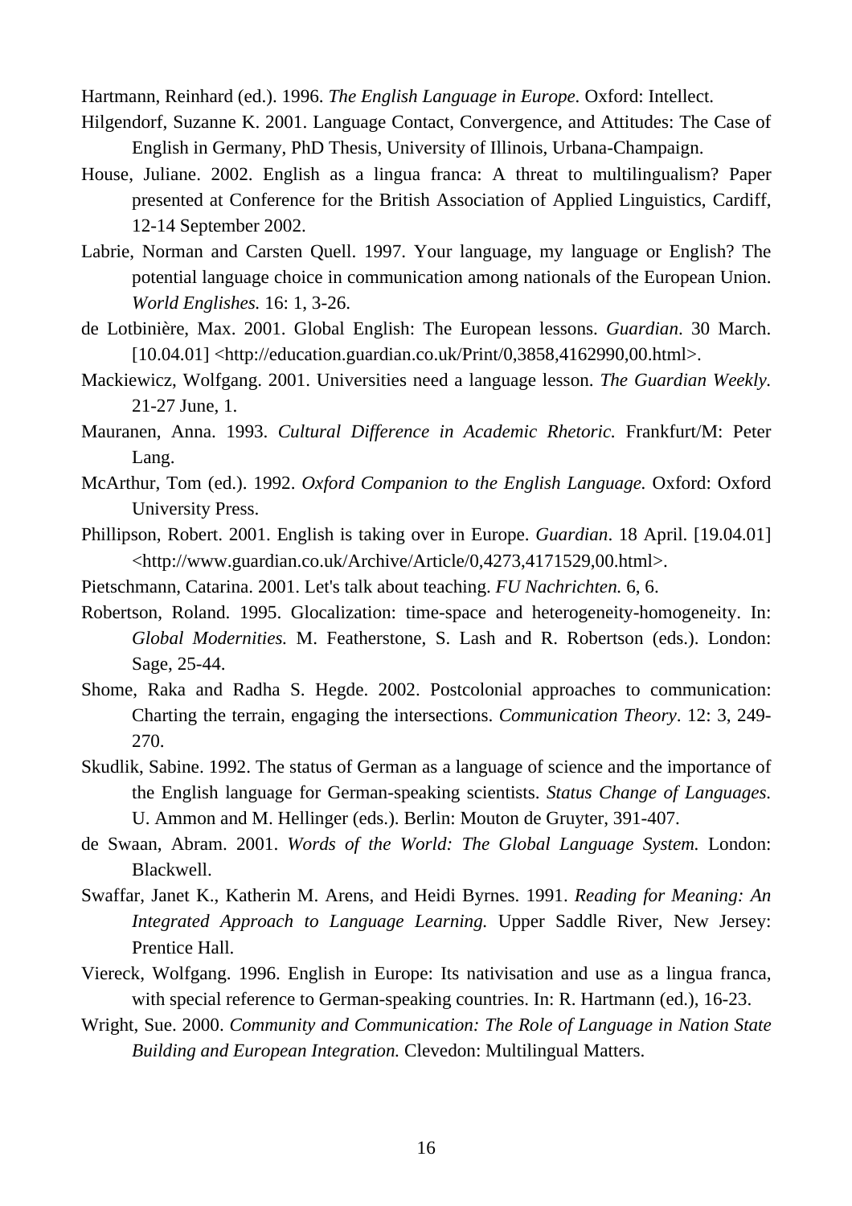Hartmann, Reinhard (ed.). 1996. *The English Language in Europe.* Oxford: Intellect.

Hilgendorf, Suzanne K. 2001. Language Contact, Convergence, and Attitudes: The Case of English in Germany, PhD Thesis, University of Illinois, Urbana-Champaign.

House, Juliane. 2002. English as a lingua franca: A threat to multilingualism? Paper presented at Conference for the British Association of Applied Linguistics, Cardiff, 12-14 September 2002.

Labrie, Norman and Carsten Quell. 1997. Your language, my language or English? The potential language choice in communication among nationals of the European Union. *World Englishes.* 16: 1, 3-26.

de Lotbinière, Max. 2001. Global English: The European lessons. *Guardian*. 30 March. [10.04.01] <http://education.guardian.co.uk/Print/0,3858,4162990,00.html>.

Mackiewicz, Wolfgang. 2001. Universities need a language lesson. *The Guardian Weekly.* 21-27 June, 1.

Mauranen, Anna. 1993. *Cultural Difference in Academic Rhetoric.* Frankfurt/M: Peter Lang.

McArthur, Tom (ed.). 1992. *Oxford Companion to the English Language.* Oxford: Oxford University Press.

Phillipson, Robert. 2001. English is taking over in Europe. *Guardian*. 18 April. [19.04.01] <http://www.guardian.co.uk/Archive/Article/0,4273,4171529,00.html>.

Pietschmann, Catarina. 2001. Let's talk about teaching. *FU Nachrichten.* 6, 6.

Robertson, Roland. 1995. Glocalization: time-space and heterogeneity-homogeneity. In: *Global Modernities.* M. Featherstone, S. Lash and R. Robertson (eds.). London: Sage, 25-44.

Shome, Raka and Radha S. Hegde. 2002. Postcolonial approaches to communication: Charting the terrain, engaging the intersections. *Communication Theory*. 12: 3, 249-270.

Skudlik, Sabine. 1992. The status of German as a language of science and the importance of the English language for German-speaking scientists. *Status Change of Languages.* U. Ammon and M. Hellinger (eds.). Berlin: Mouton de Gruyter, 391-407.

de Swaan, Abram. 2001. *Words of the World: The Global Language System.* London: Blackwell.

Swaffar, Janet K., Katherin M. Arens, and Heidi Byrnes. 1991. *Reading for Meaning: An Integrated Approach to Language Learning.* Upper Saddle River, New Jersey: Prentice Hall.

Viereck, Wolfgang. 1996. English in Europe: Its nativisation and use as a lingua franca, with special reference to German-speaking countries. In: R. Hartmann (ed.), 16-23.

Wright, Sue. 2000. *Community and Communication: The Role of Language in Nation State Building and European Integration.* Clevedon: Multilingual Matters.